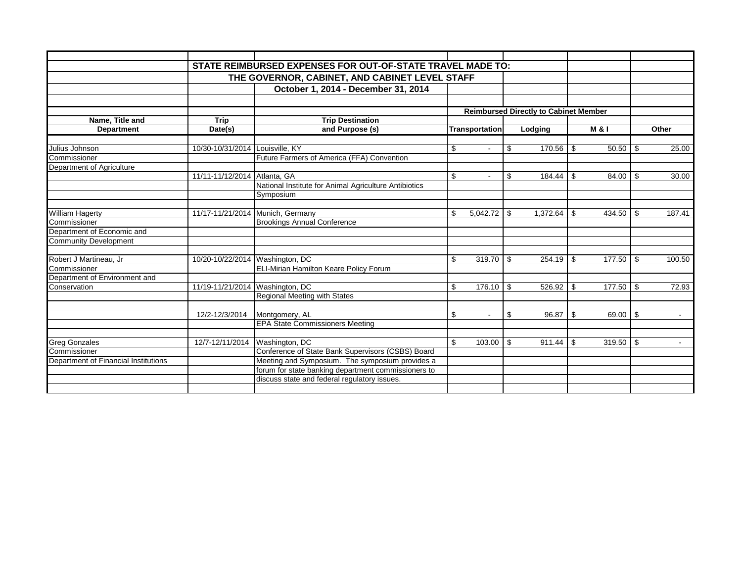**STATE REIMBURSED EXPENSES FOR OUT-OF-STATE TRAVEL MADE TO:**

**THE GOVERNOR, CABINET, AND CABINET LEVEL STAFF**

**October 1, 2014 - December 31, 2014**

| | | | Reimbursed Directly to Cabinet Member | | | |
|---|---|---|---|---|---|---|
| **Name, Title and Department** | **Trip Date(s)** | **Trip Destination and Purpose (s)** | **Transportation** | **Lodging** | **M & I** | **Other** |
| Julius Johnson | 10/30-10/31/2014 | Louisville, KY | $ - | $ 170.56 | $ 50.50 | $ 25.00 |
| Commissioner | | Future Farmers of America (FFA) Convention | | | | |
| Department of Agriculture | | | | | | |
| | 11/11-11/12/2014 | Atlanta, GA | $ - | $ 184.44 | $ 84.00 | $ 30.00 |
| | | National Institute for Animal Agriculture Antibiotics Symposium | | | | |
| William Hagerty | 11/17-11/21/2014 | Munich, Germany | $ 5,042.72 | $ 1,372.64 | $ 434.50 | $ 187.41 |
| Commissioner | | Brookings Annual Conference | | | | |
| Department of Economic and Community Development | | | | | | |
| Robert J Martineau, Jr | 10/20-10/22/2014 | Washington, DC | $ 319.70 | $ 254.19 | $ 177.50 | $ 100.50 |
| Commissioner | | ELI-Mirian Hamilton Keare Policy Forum | | | | |
| Department of Environment and Conservation | 11/19-11/21/2014 | Washington, DC | $ 176.10 | $ 526.92 | $ 177.50 | $ 72.93 |
| | | Regional Meeting with States | | | | |
| | 12/2-12/3/2014 | Montgomery, AL | $ - | $ 96.87 | $ 69.00 | $ - |
| | | EPA State Commissioners Meeting | | | | |
| Greg Gonzales | 12/7-12/11/2014 | Washington, DC | $ 103.00 | $ 911.44 | $ 319.50 | $ - |
| Commissioner | | Conference of State Bank Supervisors (CSBS) Board Meeting and Symposium. The symposium provides a forum for state banking department commissioners to discuss state and federal regulatory issues. | | | | |
| Department of Financial Institutions | | | | | | |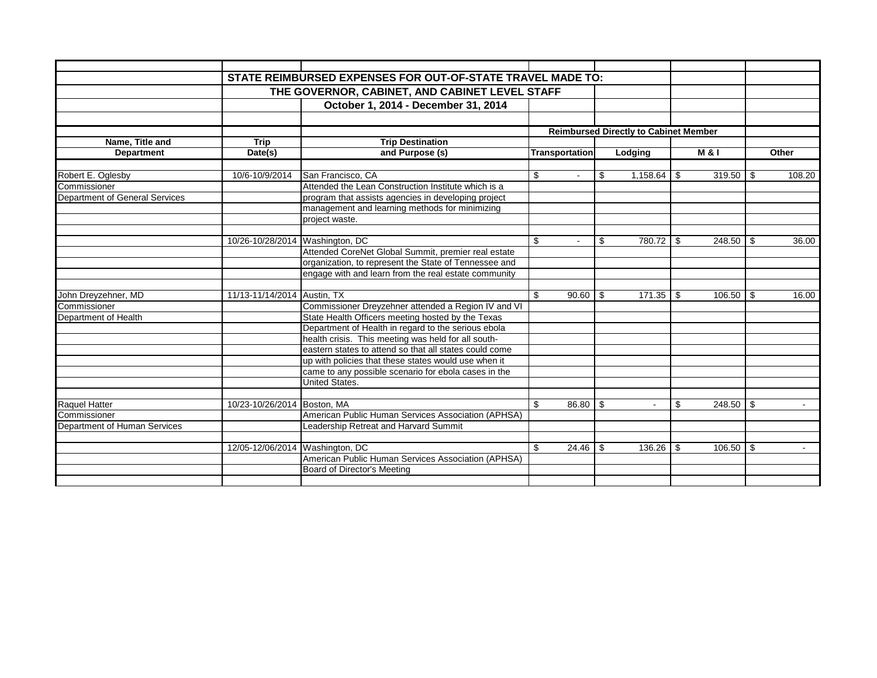## STATE REIMBURSED EXPENSES FOR OUT-OF-STATE TRAVEL MADE TO:
## THE GOVERNOR, CABINET, AND CABINET LEVEL STAFF
### October 1, 2014 - December 31, 2014

| | | | Reimbursed Directly to Cabinet Member | | | |
|---|---|---|---|---|---|---|
| **Name, Title and Department** | **Trip Date(s)** | **Trip Destination and Purpose (s)** | **Transportation** | **Lodging** | **M & I** | **Other** |
| Robert E. Oglesby<br>Commissioner<br>Department of General Services | 10/6-10/9/2014 | San Francisco, CA<br>Attended the Lean Construction Institute which is a program that assists agencies in developing project management and learning methods for minimizing project waste. | $ - | $ 1,158.64 | $ 319.50 | $ 108.20 |
| | 10/26-10/28/2014 | Washington, DC<br>Attended CoreNet Global Summit, premier real estate organization, to represent the State of Tennessee and engage with and learn from the real estate community | $ - | $ 780.72 | $ 248.50 | $ 36.00 |
| John Dreyzehner, MD<br>Commissioner<br>Department of Health | 11/13-11/14/2014 | Austin, TX<br>Commissioner Dreyzehner attended a Region IV and VI State Health Officers meeting hosted by the Texas Department of Health in regard to the serious ebola health crisis. This meeting was held for all south-eastern states to attend so that all states could come up with policies that these states would use when it came to any possible scenario for ebola cases in the United States. | $ 90.60 | $ 171.35 | $ 106.50 | $ 16.00 |
| Raquel Hatter<br>Commissioner<br>Department of Human Services | 10/23-10/26/2014 | Boston, MA<br>American Public Human Services Association (APHSA) Leadership Retreat and Harvard Summit | $ 86.80 | $ - | $ 248.50 | $ - |
| | 12/05-12/06/2014 | Washington, DC<br>American Public Human Services Association (APHSA) Board of Director's Meeting | $ 24.46 | $ 136.26 | $ 106.50 | $ - |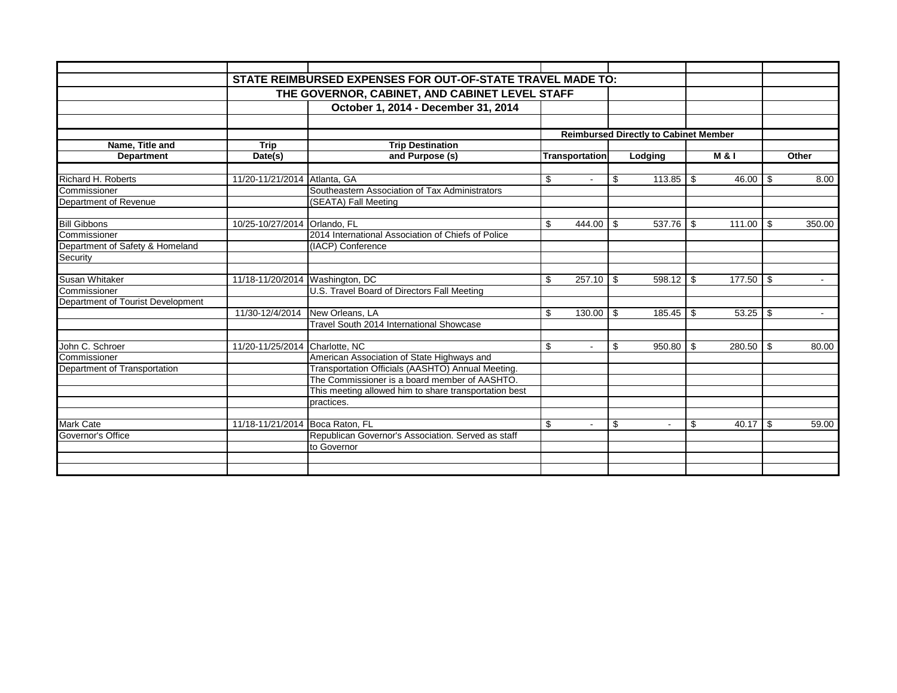## STATE REIMBURSED EXPENSES FOR OUT-OF-STATE TRAVEL MADE TO:

## THE GOVERNOR, CABINET, AND CABINET LEVEL STAFF

### October 1, 2014 - December 31, 2014

| Name, Title and Department | Trip Date(s) | Trip Destination and Purpose (s) | Reimbursed Directly to Cabinet Member: Transportation | Lodging | M & I | Other |
|---|---|---|---|---|---|---|
| Richard H. Roberts | 11/20-11/21/2014 | Atlanta, GA | $ - | $ 113.85 | $ 46.00 | $ 8.00 |
| Commissioner | | Southeastern Association of Tax Administrators | | | | |
| Department of Revenue | | (SEATA) Fall Meeting | | | | |
| Bill Gibbons | 10/25-10/27/2014 | Orlando, FL | $ 444.00 | $ 537.76 | $ 111.00 | $ 350.00 |
| Commissioner | | 2014 International Association of Chiefs of Police | | | | |
| Department of Safety & Homeland Security | | (IACP) Conference | | | | |
| Susan Whitaker | 11/18-11/20/2014 | Washington, DC | $ 257.10 | $ 598.12 | $ 177.50 | $ - |
| Commissioner | | U.S. Travel Board of Directors Fall Meeting | | | | |
| Department of Tourist Development | | | | | | |
| | 11/30-12/4/2014 | New Orleans, LA | $ 130.00 | $ 185.45 | $ 53.25 | $ - |
| | | Travel South 2014 International Showcase | | | | |
| John C. Schroer | 11/20-11/25/2014 | Charlotte, NC | $ - | $ 950.80 | $ 280.50 | $ 80.00 |
| Commissioner | | American Association of State Highways and | | | | |
| Department of Transportation | | Transportation Officials (AASHTO) Annual Meeting. | | | | |
| | | The Commissioner is a board member of AASHTO. | | | | |
| | | This meeting allowed him to share transportation best | | | | |
| | | practices. | | | | |
| Mark Cate | 11/18-11/21/2014 | Boca Raton, FL | $ - | $ - | $ 40.17 | $ 59.00 |
| Governor's Office | | Republican Governor's Association. Served as staff | | | | |
| | | to Governor | | | | |